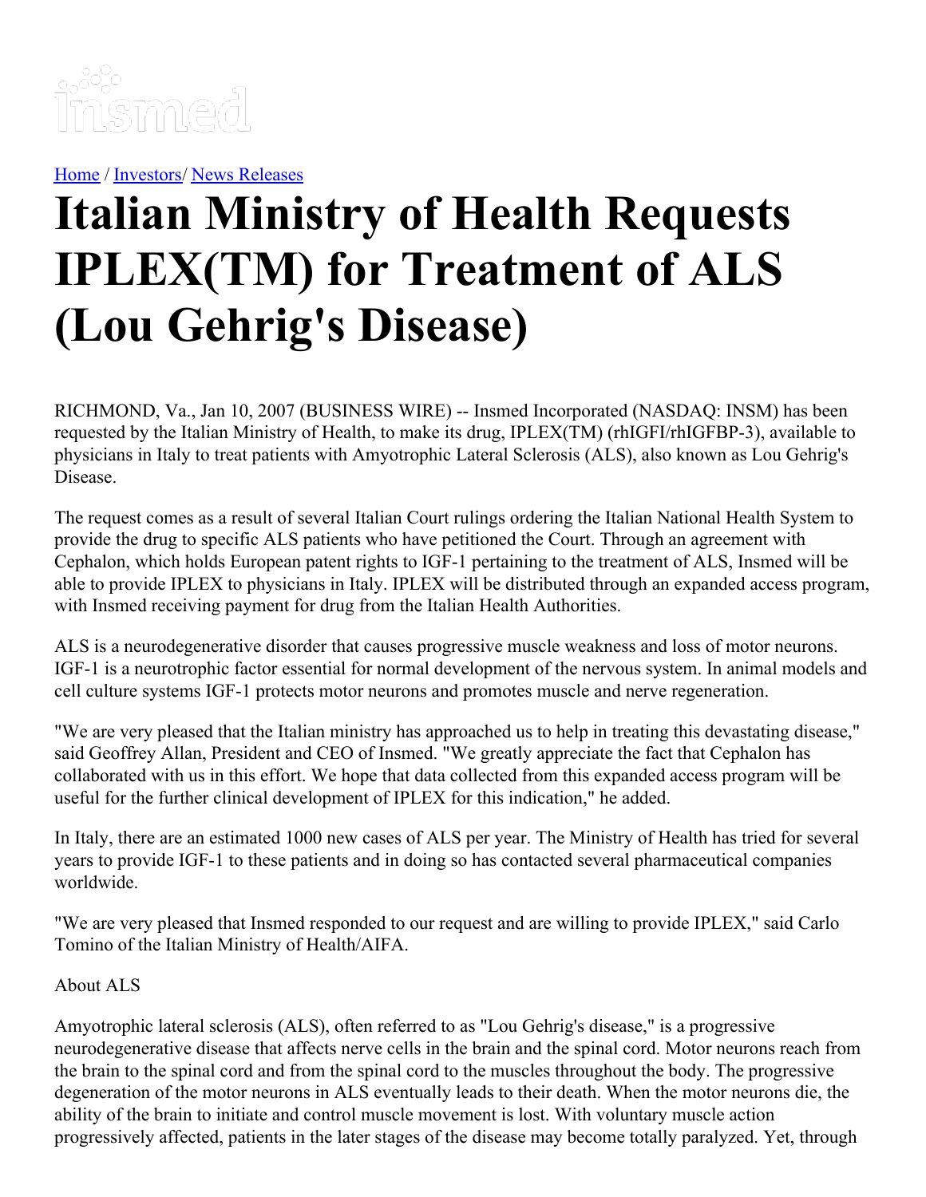[Home](#) / [Investors](#)/ [News Releases](#)

# Italian Ministry of Health Requests IPLEX(TM) for Treatment of ALS (Lou Gehrig's Disease)

RICHMOND, Va., Jan 10, 2007 (BUSINESS WIRE) -- Insmed Incorporated (NASDAQ: INSM) has been requested by the Italian Ministry of Health, to make its drug, IPLEX(TM) (rhIGFI/rhIGFBP-3), available to physicians in Italy to treat patients with Amyotrophic Lateral Sclerosis (ALS), also known as Lou Gehrig's Disease.

The request comes as a result of several Italian Court rulings ordering the Italian National Health System to provide the drug to specific ALS patients who have petitioned the Court. Through an agreement with Cephalon, which holds European patent rights to IGF-1 pertaining to the treatment of ALS, Insmed will be able to provide IPLEX to physicians in Italy. IPLEX will be distributed through an expanded access program, with Insmed receiving payment for drug from the Italian Health Authorities.

ALS is a neurodegenerative disorder that causes progressive muscle weakness and loss of motor neurons. IGF-1 is a neurotrophic factor essential for normal development of the nervous system. In animal models and cell culture systems IGF-1 protects motor neurons and promotes muscle and nerve regeneration.

"We are very pleased that the Italian ministry has approached us to help in treating this devastating disease," said Geoffrey Allan, President and CEO of Insmed. "We greatly appreciate the fact that Cephalon has collaborated with us in this effort. We hope that data collected from this expanded access program will be useful for the further clinical development of IPLEX for this indication," he added.

In Italy, there are an estimated 1000 new cases of ALS per year. The Ministry of Health has tried for several years to provide IGF-1 to these patients and in doing so has contacted several pharmaceutical companies worldwide.

"We are very pleased that Insmed responded to our request and are willing to provide IPLEX," said Carlo Tomino of the Italian Ministry of Health/AIFA.

About ALS

Amyotrophic lateral sclerosis (ALS), often referred to as "Lou Gehrig's disease," is a progressive neurodegenerative disease that affects nerve cells in the brain and the spinal cord. Motor neurons reach from the brain to the spinal cord and from the spinal cord to the muscles throughout the body. The progressive degeneration of the motor neurons in ALS eventually leads to their death. When the motor neurons die, the ability of the brain to initiate and control muscle movement is lost. With voluntary muscle action progressively affected, patients in the later stages of the disease may become totally paralyzed. Yet, through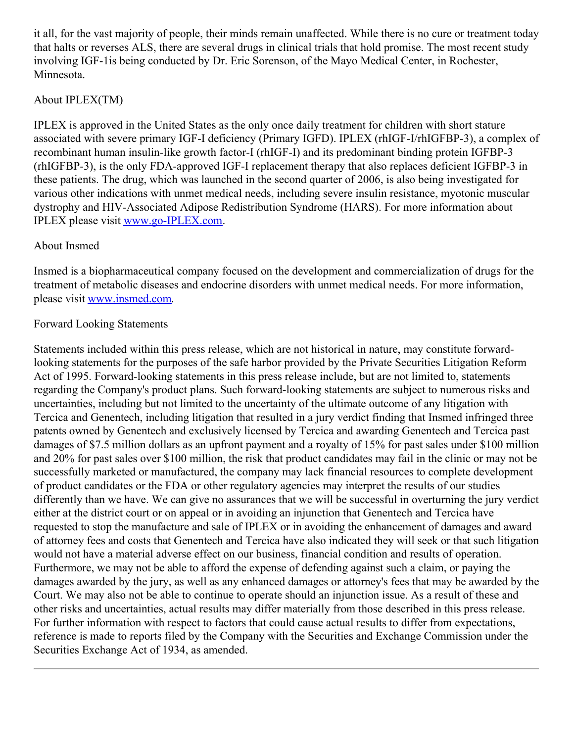it all, for the vast majority of people, their minds remain unaffected. While there is no cure or treatment today that halts or reverses ALS, there are several drugs in clinical trials that hold promise. The most recent study involving IGF-1is being conducted by Dr. Eric Sorenson, of the Mayo Medical Center, in Rochester, Minnesota.

About IPLEX(TM)

IPLEX is approved in the United States as the only once daily treatment for children with short stature associated with severe primary IGF-I deficiency (Primary IGFD). IPLEX (rhIGF-I/rhIGFBP-3), a complex of recombinant human insulin-like growth factor-I (rhIGF-I) and its predominant binding protein IGFBP-3 (rhIGFBP-3), is the only FDA-approved IGF-I replacement therapy that also replaces deficient IGFBP-3 in these patients. The drug, which was launched in the second quarter of 2006, is also being investigated for various other indications with unmet medical needs, including severe insulin resistance, myotonic muscular dystrophy and HIV-Associated Adipose Redistribution Syndrome (HARS). For more information about IPLEX please visit [www.go-IPLEX.com](http://www.go-IPLEX.com).

About Insmed

Insmed is a biopharmaceutical company focused on the development and commercialization of drugs for the treatment of metabolic diseases and endocrine disorders with unmet medical needs. For more information, please visit [www.insmed.com](http://www.insmed.com).

Forward Looking Statements

Statements included within this press release, which are not historical in nature, may constitute forward-looking statements for the purposes of the safe harbor provided by the Private Securities Litigation Reform Act of 1995. Forward-looking statements in this press release include, but are not limited to, statements regarding the Company's product plans. Such forward-looking statements are subject to numerous risks and uncertainties, including but not limited to the uncertainty of the ultimate outcome of any litigation with Tercica and Genentech, including litigation that resulted in a jury verdict finding that Insmed infringed three patents owned by Genentech and exclusively licensed by Tercica and awarding Genentech and Tercica past damages of $7.5 million dollars as an upfront payment and a royalty of 15% for past sales under $100 million and 20% for past sales over $100 million, the risk that product candidates may fail in the clinic or may not be successfully marketed or manufactured, the company may lack financial resources to complete development of product candidates or the FDA or other regulatory agencies may interpret the results of our studies differently than we have. We can give no assurances that we will be successful in overturning the jury verdict either at the district court or on appeal or in avoiding an injunction that Genentech and Tercica have requested to stop the manufacture and sale of IPLEX or in avoiding the enhancement of damages and award of attorney fees and costs that Genentech and Tercica have also indicated they will seek or that such litigation would not have a material adverse effect on our business, financial condition and results of operation. Furthermore, we may not be able to afford the expense of defending against such a claim, or paying the damages awarded by the jury, as well as any enhanced damages or attorney's fees that may be awarded by the Court. We may also not be able to continue to operate should an injunction issue. As a result of these and other risks and uncertainties, actual results may differ materially from those described in this press release. For further information with respect to factors that could cause actual results to differ from expectations, reference is made to reports filed by the Company with the Securities and Exchange Commission under the Securities Exchange Act of 1934, as amended.